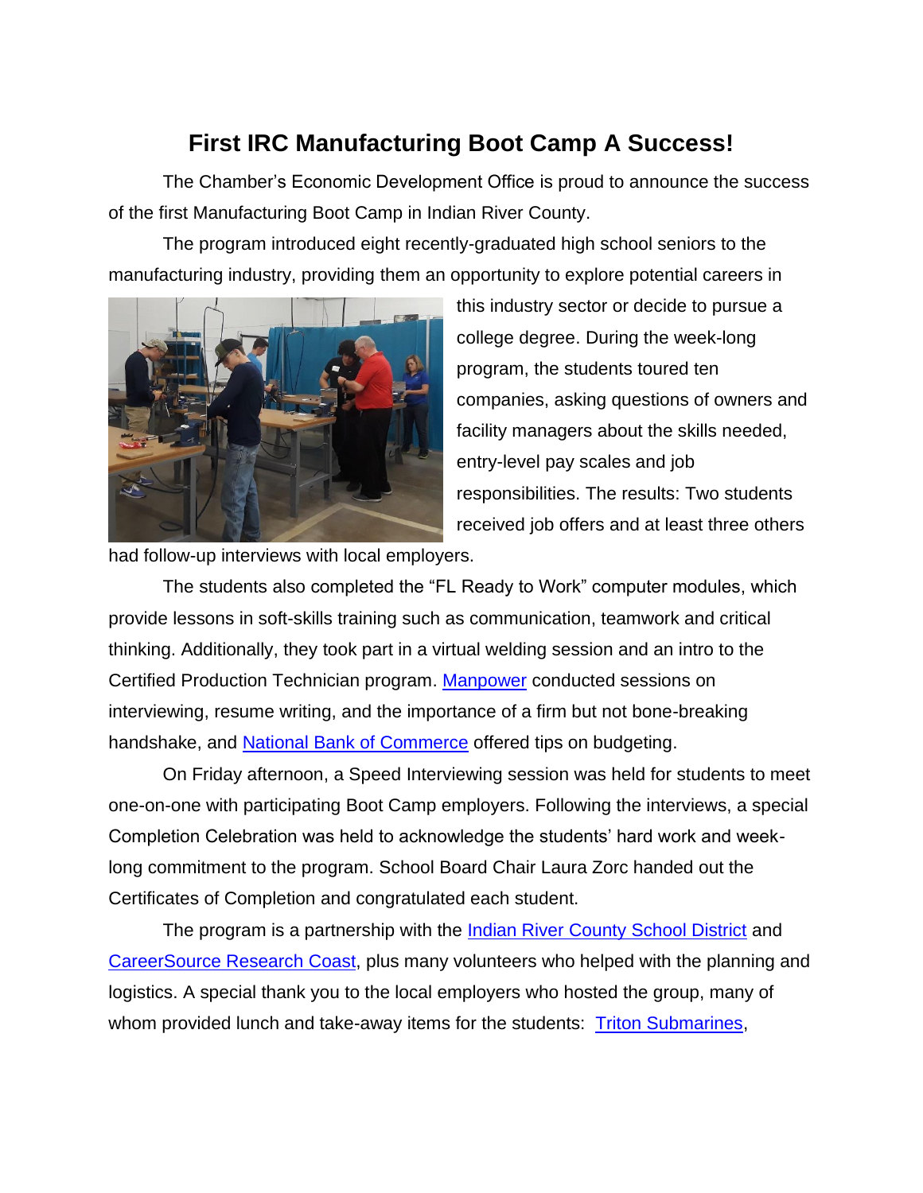# First IRC Manufacturing Boot Camp A Success!

The Chamber's Economic Development Office is proud to announce the success of the first Manufacturing Boot Camp in Indian River County.

The program introduced eight recently-graduated high school seniors to the manufacturing industry, providing them an opportunity to explore potential careers in this industry sector or decide to pursue a college degree. During the week-long program, the students toured ten companies, asking questions of owners and facility managers about the skills needed, entry-level pay scales and job responsibilities. The results: Two students received job offers and at least three others had follow-up interviews with local employers.

The students also completed the "FL Ready to Work" computer modules, which provide lessons in soft-skills training such as communication, teamwork and critical thinking. Additionally, they took part in a virtual welding session and an intro to the Certified Production Technician program. Manpower conducted sessions on interviewing, resume writing, and the importance of a firm but not bone-breaking handshake, and National Bank of Commerce offered tips on budgeting.

On Friday afternoon, a Speed Interviewing session was held for students to meet one-on-one with participating Boot Camp employers. Following the interviews, a special Completion Celebration was held to acknowledge the students' hard work and week-long commitment to the program. School Board Chair Laura Zorc handed out the Certificates of Completion and congratulated each student.

The program is a partnership with the Indian River County School District and CareerSource Research Coast, plus many volunteers who helped with the planning and logistics. A special thank you to the local employers who hosted the group, many of whom provided lunch and take-away items for the students: Triton Submarines,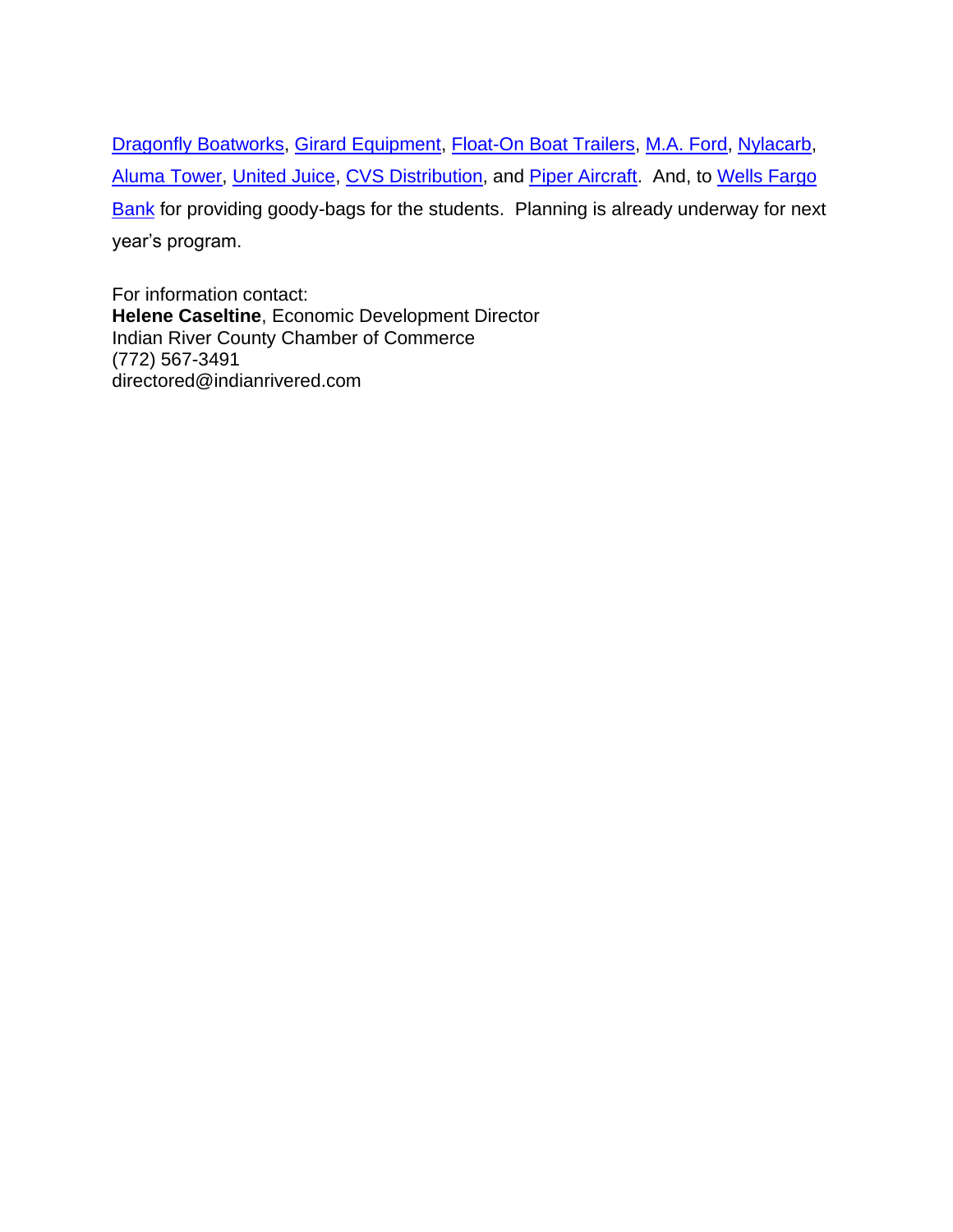Dragonfly Boatworks, Girard Equipment, Float-On Boat Trailers, M.A. Ford, Nylacarb, Aluma Tower, United Juice, CVS Distribution, and Piper Aircraft. And, to Wells Fargo Bank for providing goody-bags for the students. Planning is already underway for next year's program.

For information contact:
**Helene Caseltine**, Economic Development Director
Indian River County Chamber of Commerce
(772) 567-3491
directored@indianrivered.com